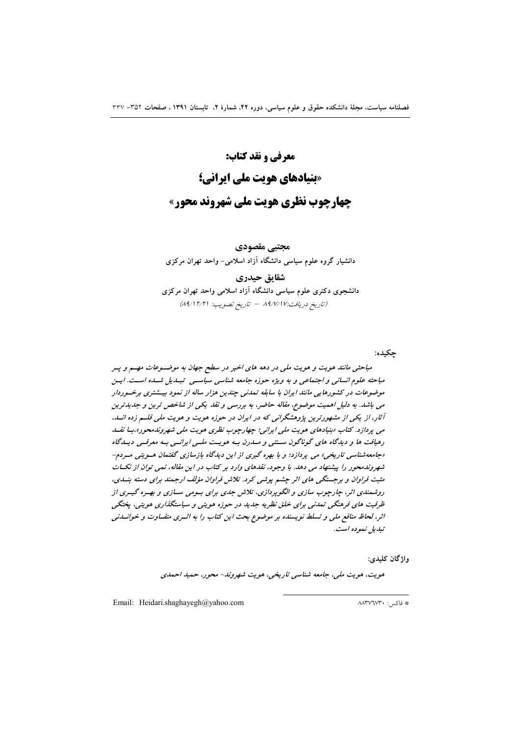# معرفی و نقد کتاب:

# «بنیادهای هویت ملی ایرانی؛ چهارچوب نظری هویت ملی شهروند محور»

**مجتبی مقصودی**

دانشیار گروه علوم سیاسی دانشگاه آزاد اسلامی- واحد تهران مرکزی

**شقایق حیدری**

دانشجوی دکتری علوم سیاسی دانشگاه آزاد اسلامی واحد تهران مرکزی

(تاریخ دریافت:۸۹/۷/۱۷ – تاریخ تصویب: ۸۹/۱۲/۲۱)

**چکیده:**

*مباحثی مانند هویت و هویت ملی در دهه های اخیر در سطح جهان به موضوعات مهم و پر مباحثه علوم انسانی و اجتماعی و به ویژه حوزه جامعه شناسی سیاسی تبدیل شده است. این موضوعات در کشورهایی مانند ایران با سابقه تمدنی چندین هزار ساله از نمود بیشتری برخوردار می باشد. به دلیل اهمیت موضوع، مقاله حاضر، به بررسی و نقد یکی از شاخص ترین و جدیدترین آثار، از یکی از مشهورترین پژوهشگرانی که در ایران در حوزه هویت و هویت ملی قلم زده اند، می پردازد. کتاب «بنیادهای هویت ملی ایرانی؛ چهارچوب نظری هویت ملی شهروندمحور»،با نقد رهیافت ها و دیدگاه های گوناگون سنتی و مدرن به هویت ملی ایرانی به معرفی دیدگاه «جامعه‌شناسی تاریخی» می پردازد؛ و با بهره گیری از این دیدگاه بازسازی گفتمان هویتی مردم- شهروندمحور را پیشنهاد می دهد. با وجود، نقدهای وارد بر کتاب در این مقاله، نمی توان از نکات مثبت فراوان و برجستگی های اثر چشم پوشی کرد. تلاش فراوان مؤلف ارجمند برای دسته بندی، روشمندی اثر، چارچوب سازی و الگوپردازی، تلاش جدی برای بومی سازی و بهره گیری از ظرفیت های فرهنگی تمدنی برای خلق نظریه جدید در حوزه هویتی و سیاستگذاری هویتی، پختگی اثر، لحاظ منافع ملی و تسلط نویسنده بر موضوع بحث این کتاب را به اثری متفاوت و خواندنی تبدیل نموده است.*

**واژگان کلیدی:**

*هویت، هویت ملی، جامعه شناسی تاریخی، هویت شهروند- محور، حمید احمدی*

---

Email: Heidari.shaghayegh@yahoo.com

* فاکس: ۸۸۳۷۶۷۳۰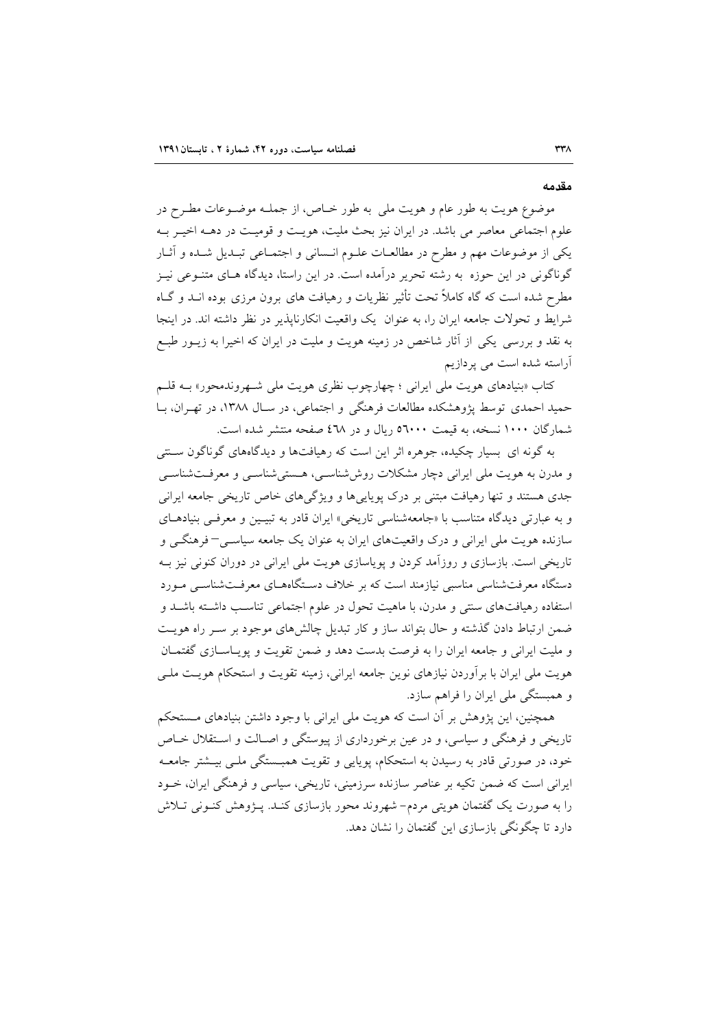## مقدمه

موضوع هویت به طور عام و هویت ملی به طور خاص، از جمله موضوعات مطرح در علوم اجتماعی معاصر می باشد. در ایران نیز بحث ملیت، هویت و قومیت در دهه اخیر به یکی از موضوعات مهم و مطرح در مطالعات علوم انسانی و اجتماعی تبدیل شده و آثار گوناگونی در این حوزه به رشته تحریر درآمده است. در این راستا، دیدگاه های متنوعی نیز مطرح شده است که گاه کاملاً تحت تأثیر نظریات و رهیافت های برون مرزی بوده اند و گاه شرایط و تحولات جامعه ایران را، به عنوان یک واقعیت انکارناپذیر در نظر داشته اند. در اینجا به نقد و بررسی یکی از آثار شاخص در زمینه هویت و ملیت در ایران که اخیرا به زیور طبع آراسته شده است می پردازیم

کتاب «بنیادهای هویت ملی ایرانی ؛ چهارچوب نظری هویت ملی شهروندمحور» به قلم حمید احمدی توسط پژوهشکده مطالعات فرهنگی و اجتماعی، در سال ۱۳۸۸، در تهران، با شمارگان ۱۰۰۰ نسخه، به قیمت ۵۶۰۰۰ ریال و در ٤٦٨ صفحه منتشر شده است.

به گونه ای بسیار چکیده، جوهره اثر این است که رهیافت‌ها و دیدگاه‌های گوناگون سنتی و مدرن به هویت ملی ایرانی دچار مشکلات روش‌شناسی، هستی‌شناسی و معرفت‌شناسی جدی هستند و تنها رهیافت مبتنی بر درک پویایی‌ها و ویژگی‌های خاص تاریخی جامعه ایرانی و به عبارتی دیدگاه متناسب با «جامعه‌شناسی تاریخی» ایران قادر به تبیین و معرفی بنیادهای سازنده هویت ملی ایرانی و درک واقعیت‌های ایران به عنوان یک جامعه سیاسی– فرهنگی و تاریخی است. بازسازی و روزآمد کردن و پویاسازی هویت ملی ایرانی در دوران کنونی نیز به دستگاه معرفت‌شناسی مناسبی نیازمند است که بر خلاف دستگاه‌های معرفت‌شناسی مورد استفاده رهیافت‌های سنتی و مدرن، با ماهیت تحول در علوم اجتماعی تناسب داشته باشد و ضمن ارتباط دادن گذشته و حال بتواند ساز و کار تبدیل چالش‌های موجود بر سر راه هویت و ملیت ایرانی و جامعه ایران را به فرصت بدست دهد و ضمن تقویت و پویاسازی گفتمان هویت ملی ایران با برآوردن نیازهای نوین جامعه ایرانی، زمینه تقویت و استحکام هویت ملی و همبستگی ملی ایران را فراهم سازد.

همچنین، این پژوهش بر آن است که هویت ملی ایرانی با وجود داشتن بنیادهای مستحکم تاریخی و فرهنگی و سیاسی، و در عین برخورداری از پیوستگی و اصالت و استقلال خاص خود، در صورتی قادر به رسیدن به استحکام، پویایی و تقویت همبستگی ملی بیشتر جامعه ایرانی است که ضمن تکیه بر عناصر سازنده سرزمینی، تاریخی، سیاسی و فرهنگی ایران، خود را به صورت یک گفتمان هویتی مردم- شهروند محور بازسازی کند. پژوهش کنونی تلاش دارد تا چگونگی بازسازی این گفتمان را نشان دهد.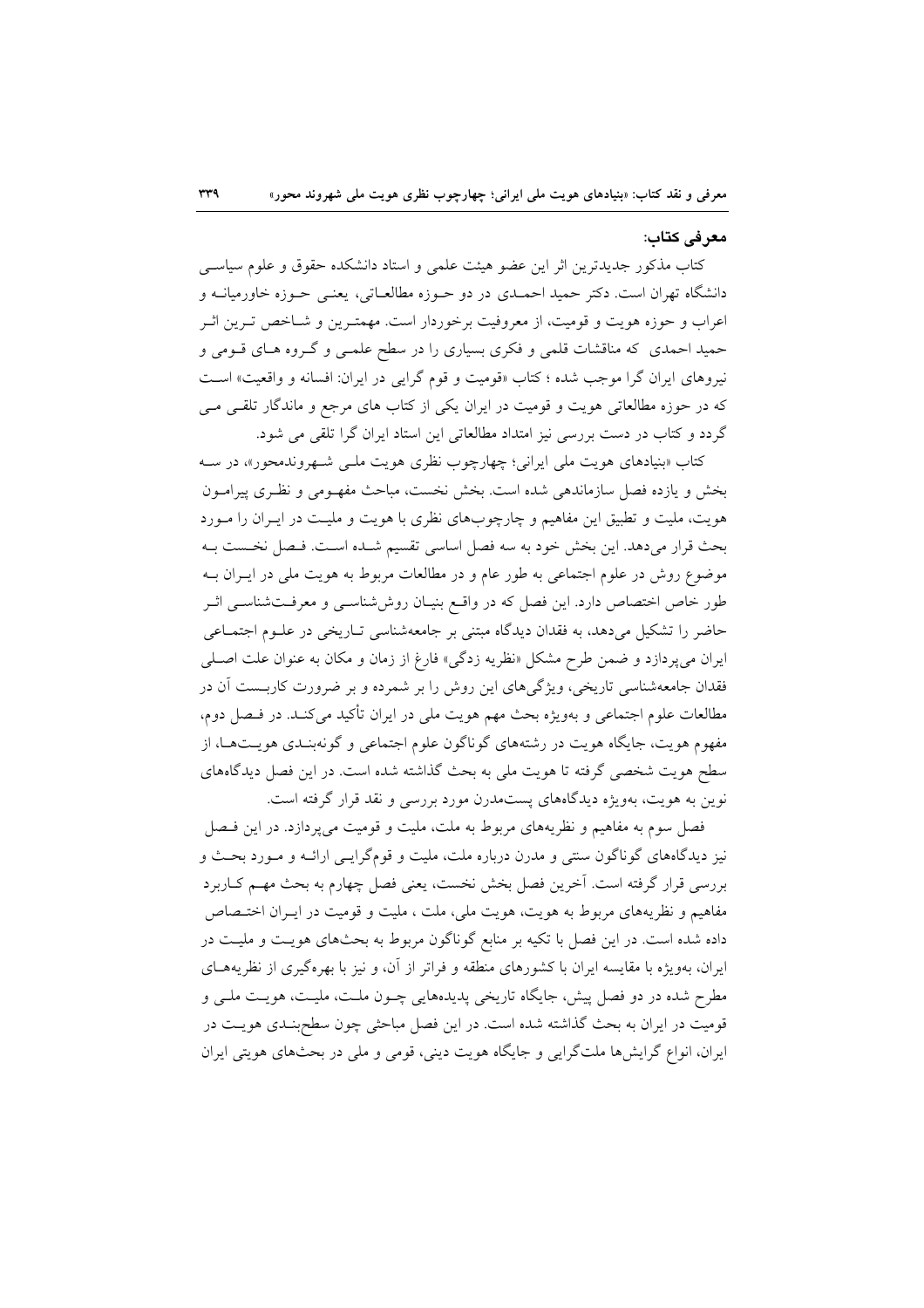### معرفی کتاب:

کتاب مذکور جدیدترین اثر این عضو هیئت علمی و استاد دانشکده حقوق و علوم سیاسی دانشگاه تهران است. دکتر حمید احمدی در دو حوزه مطالعاتی، یعنی حوزه خاورمیانه و اعراب و حوزه هویت و قومیت، از معروفیت برخوردار است. مهمترین و شاخص ترین اثر حمید احمدی که مناقشات قلمی و فکری بسیاری را در سطح علمی و گروه های قومی و نیروهای ایران گرا موجب شده ؛ کتاب «قومیت و قوم گرایی در ایران: افسانه و واقعیت» است که در حوزه مطالعاتی هویت و قومیت در ایران یکی از کتاب های مرجع و ماندگار تلقی می گردد و کتاب در دست بررسی نیز امتداد مطالعاتی این استاد ایران گرا تلقی می شود.

کتاب «بنیادهای هویت ملی ایرانی؛ چهارچوب نظری هویت ملی شهروندمحور»، در سه بخش و یازده فصل سازماندهی شده است. بخش نخست، مباحث مفهومی و نظری پیرامون هویت، ملیت و تطبیق این مفاهیم و چارچوب‌های نظری با هویت و ملیت در ایران را مورد بحث قرار می‌دهد. این بخش خود به سه فصل اساسی تقسیم شده است. فصل نخست به موضوع روش در علوم اجتماعی به طور عام و در مطالعات مربوط به هویت ملی در ایران به طور خاص اختصاص دارد. این فصل که در واقع بنیان روش‌شناسی و معرفت‌شناسی اثر حاضر را تشکیل می‌دهد، به فقدان دیدگاه مبتنی بر جامعه‌شناسی تاریخی در علوم اجتماعی ایران می‌پردازد و ضمن طرح مشکل «نظریه زدگی» فارغ از زمان و مکان به عنوان علت اصلی فقدان جامعه‌شناسی تاریخی، ویژگی‌های این روش را بر شمرده و بر ضرورت کاربست آن در مطالعات علوم اجتماعی و به‌ویژه بحث مهم هویت ملی در ایران تأکید می‌کند. در فصل دوم، مفهوم هویت، جایگاه هویت در رشته‌های گوناگون علوم اجتماعی و گونه‌بندی هویت‌ها، از سطح هویت شخصی گرفته تا هویت ملی به بحث گذاشته شده است. در این فصل دیدگاه‌های نوین به هویت، به‌ویژه دیدگاه‌های پست‌مدرن مورد بررسی و نقد قرار گرفته است.

فصل سوم به مفاهیم و نظریه‌های مربوط به ملت، ملیت و قومیت می‌پردازد. در این فصل نیز دیدگاه‌های گوناگون سنتی و مدرن درباره ملت، ملیت و قوم‌گرایی ارائه و مورد بحث و بررسی قرار گرفته است. آخرین فصل بخش نخست، یعنی فصل چهارم به بحث مهم کاربرد مفاهیم و نظریه‌های مربوط به هویت، هویت ملی، ملت ، ملیت و قومیت در ایران اختصاص داده شده است. در این فصل با تکیه بر منابع گوناگون مربوط به بحث‌های هویت و ملیت در ایران، به‌ویژه با مقایسه ایران با کشورهای منطقه و فراتر از آن، و نیز با بهره‌گیری از نظریه‌های مطرح شده در دو فصل پیش، جایگاه تاریخی پدیده‌هایی چون ملت، ملیت، هویت ملی و قومیت در ایران به بحث گذاشته شده است. در این فصل مباحثی چون سطح‌بندی هویت در ایران، انواع گرایش‌ها ملت‌گرایی و جایگاه هویت دینی، قومی و ملی در بحث‌های هویتی ایران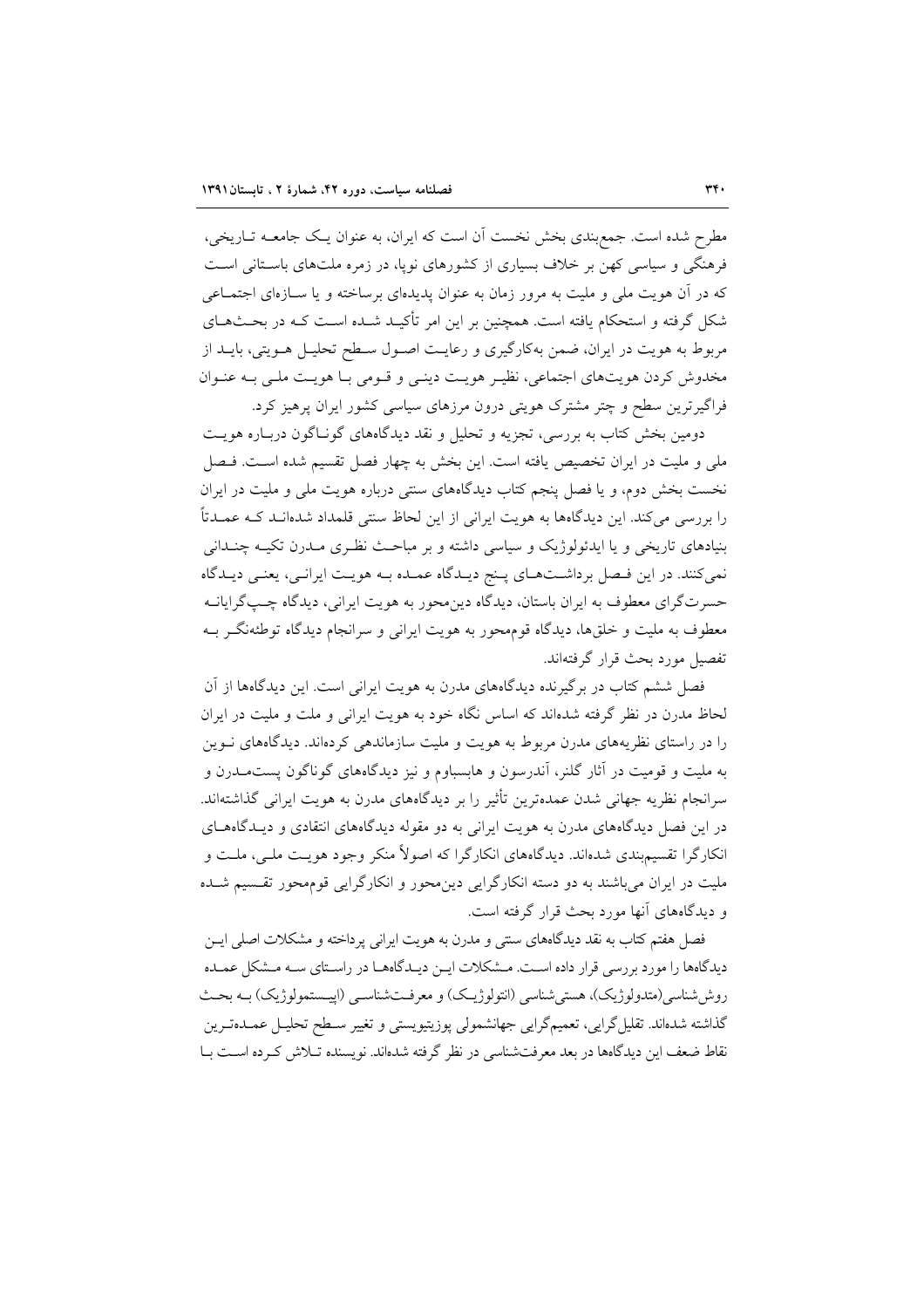مطرح شده است. جمع‌بندی بخش نخست آن است که ایران، به عنوان یک جامعه تاریخی، فرهنگی و سیاسی کهن بر خلاف بسیاری از کشورهای نوپا، در زمره ملت‌های باستانی است که در آن هویت ملی و ملیت به مرور زمان به عنوان پدیده‌ای برساخته و یا سازه‌ای اجتماعی شکل گرفته و استحکام یافته است. همچنین بر این امر تأکید شده است که در بحث‌های مربوط به هویت در ایران، ضمن به‌کارگیری و رعایت اصول سطح تحلیل هویتی، باید از مخدوش کردن هویت‌های اجتماعی، نظیر هویت دینی و قومی با هویت ملی به عنوان فراگیرترین سطح و چتر مشترک هویتی درون مرزهای سیاسی کشور ایران پرهیز کرد.

دومین بخش کتاب به بررسی، تجزیه و تحلیل و نقد دیدگاههای گوناگون درباره هویت ملی و ملیت در ایران تخصیص یافته است. این بخش به چهار فصل تقسیم شده است. فصل نخست بخش دوم، و یا فصل پنجم کتاب دیدگاههای سنتی درباره هویت ملی و ملیت در ایران را بررسی می‌کند. این دیدگاهها به هویت ایرانی از این لحاظ سنتی قلمداد شده‌اند که عمدتاً بنیادهای تاریخی و یا ایدئولوژیک و سیاسی داشته و بر مباحث نظری مدرن تکیه چندانی نمی‌کنند. در این فصل برداشت‌های پنج دیدگاه عمده به هویت ایرانی، یعنی دیدگاه حسرت‌گرای معطوف به ایران باستان، دیدگاه دین‌محور به هویت ایرانی، دیدگاه چپ‌گرایانه معطوف به ملیت و خلق‌ها، دیدگاه قوم‌محور به هویت ایرانی و سرانجام دیدگاه توطئه‌نگر به تفصیل مورد بحث قرار گرفته‌اند.

فصل ششم کتاب در برگیرنده دیدگاههای مدرن به هویت ایرانی است. این دیدگاهها از آن لحاظ مدرن در نظر گرفته شده‌اند که اساس نگاه خود به هویت ایرانی و ملت و ملیت در ایران را در راستای نظریه‌های مدرن مربوط به هویت و ملیت سازماندهی کرده‌اند. دیدگاههای نوین به ملیت و قومیت در آثار گلنر، آندرسون و هابسباوم و نیز دیدگاههای گوناگون پست‌مدرن و سرانجام نظریه جهانی شدن عمده‌ترین تأثیر را بر دیدگاههای مدرن به هویت ایرانی گذاشته‌اند. در این فصل دیدگاههای مدرن به هویت ایرانی به دو مقوله دیدگاههای انتقادی و دیدگاههای انکارگرا تقسیم‌بندی شده‌اند. دیدگاههای انکارگرا که اصولاً منکر وجود هویت ملی، ملت و ملیت در ایران می‌باشند به دو دسته انکارگرایی دین‌محور و انکارگرایی قوم‌محور تقسیم شده و دیدگاههای آنها مورد بحث قرار گرفته است.

فصل هفتم کتاب به نقد دیدگاههای سنتی و مدرن به هویت ایرانی پرداخته و مشکلات اصلی این دیدگاهها را مورد بررسی قرار داده است. مشکلات این دیدگاهها در راستای سه مشکل عمده روش‌شناسی(متدولوژیک)، هستی‌شناسی (انتولوژیک) و معرفت‌شناسی (اپیستمولوژیک) به بحث گذاشته شده‌اند. تقلیل‌گرایی، تعمیم‌گرایی جهانشمولی پوزیتیویستی و تغییر سطح تحلیل عمده‌ترین نقاط ضعف این دیدگاهها در بعد معرفت‌شناسی در نظر گرفته شده‌اند. نویسنده تلاش کرده است با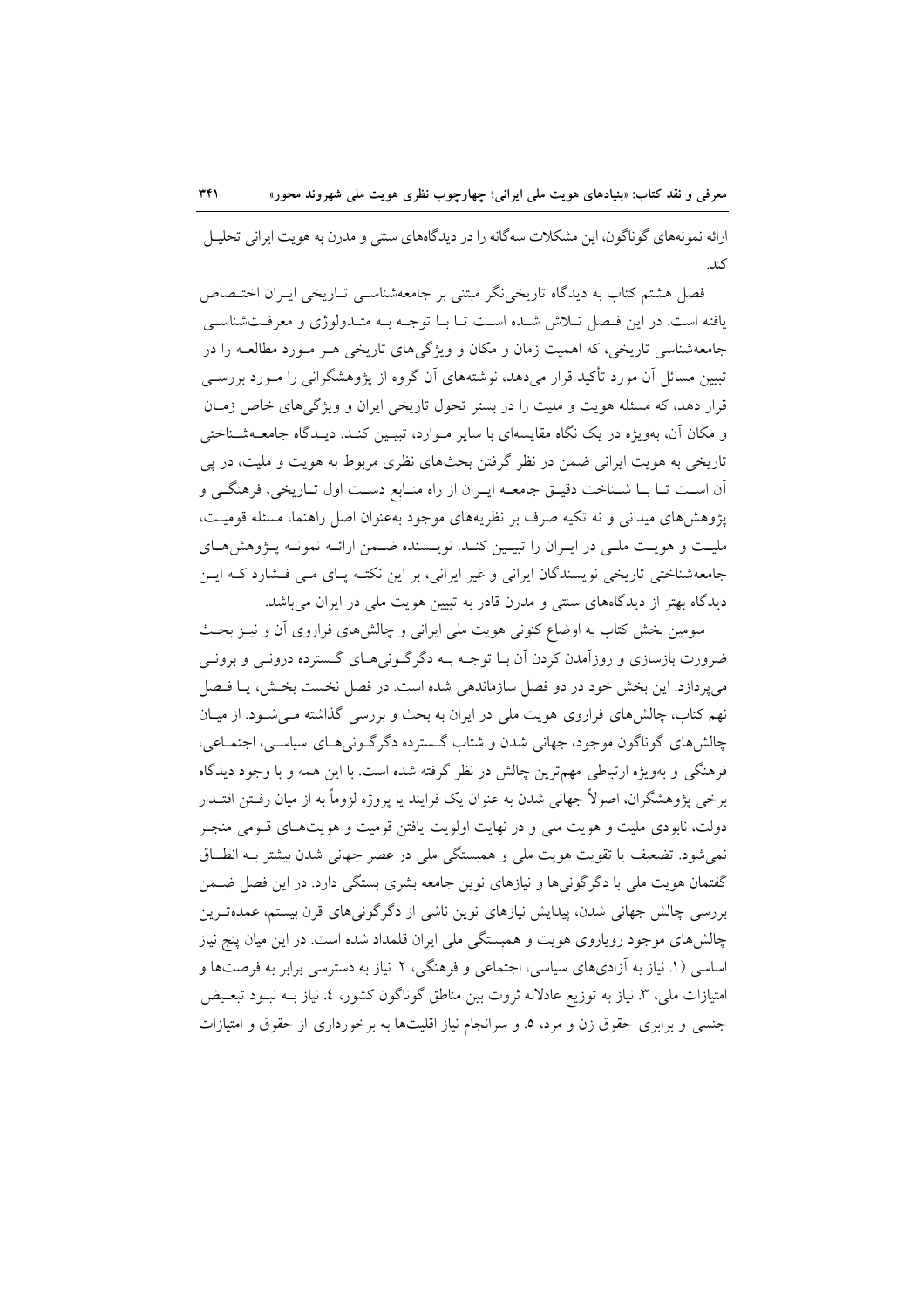ارائه نمونه‌های گوناگون، این مشکلات سه‌گانه را در دیدگاه‌های سنتی و مدرن به هویت ایرانی تحلیل کند.

فصل هشتم کتاب به دیدگاه تاریخی‌نگر مبتنی بر جامعه‌شناسی تاریخی ایران اختصاص یافته است. در این فصل تلاش شده است تا با توجه به متدولوژی و معرفت‌شناسی جامعه‌شناسی تاریخی، که اهمیت زمان و مکان و ویژگی‌های تاریخی هر مورد مطالعه را در تبیین مسائل آن مورد تأکید قرار می‌دهد، نوشته‌های آن گروه از پژوهشگرانی را مورد بررسی قرار دهد، که مسئله هویت و ملیت را در بستر تحول تاریخی ایران و ویژگی‌های خاص زمان و مکان آن، به‌ویژه در یک نگاه مقایسه‌ای با سایر موارد، تبیین کند. دیدگاه جامعه‌شناختی تاریخی به هویت ایرانی ضمن در نظر گرفتن بحث‌های نظری مربوط به هویت و ملیت، در پی آن است تا با شناخت دقیق جامعه ایران از راه منابع دست اول تاریخی، فرهنگی و پژوهش‌های میدانی و نه تکیه صرف بر نظریه‌های موجود به‌عنوان اصل راهنما، مسئله قومیت، ملیت و هویت ملی در ایران را تبیین کند. نویسنده ضمن ارائه نمونه پژوهش‌های جامعه‌شناختی تاریخی نویسندگان ایرانی و غیر ایرانی، بر این نکته پای می فشارد که این دیدگاه بهتر از دیدگاه‌های سنتی و مدرن قادر به تبیین هویت ملی در ایران می‌باشد.

سومین بخش کتاب به اوضاع کنونی هویت ملی ایرانی و چالش‌های فراروی آن و نیز بحث ضرورت بازسازی و روزآمدن کردن آن با توجه به دگرگونی‌های گسترده درونی و برونی می‌پردازد. این بخش خود در دو فصل سازماندهی شده است. در فصل نخست بخش، یا فصل نهم کتاب، چالش‌های فراروی هویت ملی در ایران به بحث و بررسی گذاشته می‌شود. از میان چالش‌های گوناگون موجود، جهانی شدن و شتاب گسترده دگرگونی‌های سیاسی، اجتماعی، فرهنگی و به‌ویژه ارتباطی مهم‌ترین چالش در نظر گرفته شده است. با این همه و با وجود دیدگاه برخی پژوهشگران، اصولاً جهانی شدن به عنوان یک فرایند یا پروژه لزوماً به از میان رفتن اقتدار دولت، نابودی ملیت و هویت ملی و در نهایت اولویت یافتن قومیت و هویت‌های قومی منجر نمی‌شود. تضعیف یا تقویت هویت ملی و همبستگی ملی در عصر جهانی شدن بیشتر به انطباق گفتمان هویت ملی با دگرگونی‌ها و نیازهای نوین جامعه بشری بستگی دارد. در این فصل ضمن بررسی چالش جهانی شدن، پیدایش نیازهای نوین ناشی از دگرگونی‌های قرن بیستم، عمده‌ترین چالش‌های موجود رویاروی هویت و همبستگی ملی ایران قلمداد شده است. در این میان پنج نیاز اساسی (۱. نیاز به آزادی‌های سیاسی، اجتماعی و فرهنگی، ۲. نیاز به دسترسی برابر به فرصت‌ها و امتیازات ملی، ۳. نیاز به توزیع عادلانه ثروت بین مناطق گوناگون کشور، ٤. نیاز به نبود تبعیض جنسی و برابری حقوق زن و مرد، ۵. و سرانجام نیاز اقلیت‌ها به برخورداری از حقوق و امتیازات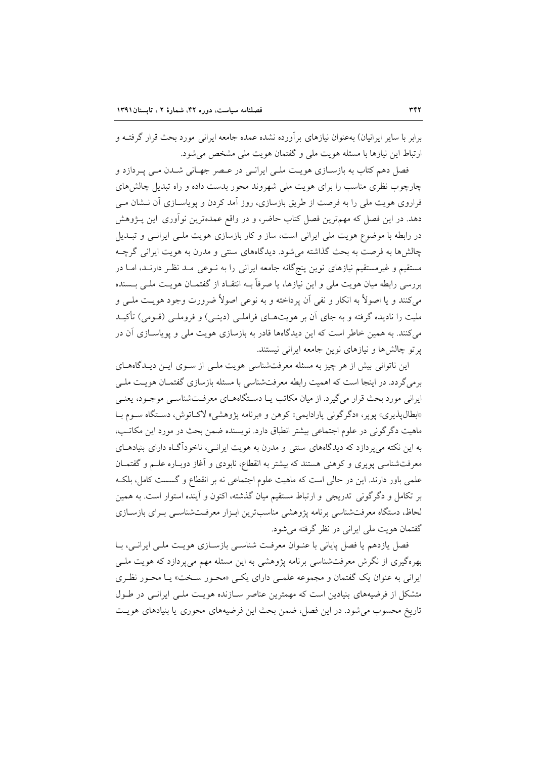برابر با سایر ایرانیان) به‌عنوان نیازهای برآورده نشده عمده جامعه ایرانی مورد بحث قرار گرفتـه و ارتباط این نیازها با مسئله هویت ملی و گفتمان هویت ملی مشخص می‌شود.

فصل دهم کتاب به بازسـازی هویـت ملـی ایرانـی در عـصر جهـانی شـدن مـی پـردازد و چارچوب نظری مناسب را برای هویت ملی شهروند محور بدست داده و راه تبدیل چالش‌های فراروی هویت ملی را به فرصت از طریق بازسازی، روز آمد کردن و پویاسـازی آن نـشان مـی دهد. در این فصل که مهم‌ترین فصل کتاب حاضر، و در واقع عمده‌ترین نوآوری این پـژوهش در رابطه با موضوع هویت ملی ایرانی است، ساز و کار بازسازی هویت ملـی ایرانـی و تبـدیل چالش‌ها به فرصت به بحث گذاشته می‌شود. دیدگاههای سنتی و مدرن به هویت ایرانی گرچـه مستقیم و غیرمستقیم نیازهای نوین پنج‌گانه جامعه ایرانی را به نـوعی مـد نظـر دارنـد، امـا در بررسی رابطه میان هویت ملی و این نیازها، یا صرفاً بـه انتقـاد از گفتمـان هویـت ملـی بـسنده می‌کنند و یا اصولاً به انکار و نفی آن پرداخته و به نوعی اصولاً ضرورت وجود هویـت ملـی و ملیت را نادیده گرفته و به جای آن بر هویت‌هـای فراملـی (دینـی) و فروملـی (قـومی) تأکیـد می‌کنند. به همین خاطر است که این دیدگاهها قادر به بازسازی هویت ملی و پویاسـازی آن در پرتو چالش‌ها و نیازهای نوین جامعه ایرانی نیستند.

این ناتوانی بیش از هر چیز به مسئله معرفت‌شناسی هویت ملـی از سـوی ایـن دیـدگاههـای برمی‌گردد. در اینجا است که اهمیت رابطه معرفت‌شناسی با مسئله بازسازی گفتمـان هویـت ملـی ایرانی مورد بحث قرار می‌گیرد. از میان مکاتب یـا دسـتگاههـای معرفـت‌شناسـی موجـود، یعنـی «ابطال‌پذیری» پوپر، «دگرگونی پارادایمی» کوهن و «برنامه پژوهشی» لاکـاتوش، دسـتگاه سـوم بـا ماهیت دگرگونی در علوم اجتماعی بیشتر انطباق دارد. نویسنده ضمن بحث در مورد این مکاتـب، به این نکته می‌پردازد که دیدگاههای سنتی و مدرن به هویت ایرانـی، ناخودآگـاه دارای بنیادهـای معرفت‌شناسی پوپری و کوهنی هستند که بیشتر به انقطاع، نابودی و آغاز دوبـاره علـم و گفتمـان علمی باور دارند. این در حالی است که ماهیت علوم اجتماعی نه بر انقطاع و گسست کامل، بلکـه بر تکامل و دگرگونی تدریجی و ارتباط مستقیم میان گذشته، اکنون و آینده استوار است. به همین لحاظ، دستگاه معرفت‌شناسی برنامه پژوهشی مناسب‌ترین ابـزار معرفـت‌شناسـی بـرای بازسـازی گفتمان هویت ملی ایرانی در نظر گرفته می‌شود.

فصل یازدهم یا فصل پایانی با عنـوان معرفـت شناسـی بازسـازی هویـت ملـی ایرانـی، بـا بهره‌گیری از نگرش معرفت‌شناسی برنامه پژوهشی به این مسئله مهم می‌پردازد که هویت ملـی ایرانی به عنوان یک گفتمان و مجموعه علمـی دارای یکـی «محـور سـخت» یـا محـور نظـری متشکل از فرضیه‌های بنیادین است که مهمترین عناصر سـازنده هویـت ملـی ایرانـی در طـول تاریخ محسوب می‌شود. در این فصل، ضمن بحث این فرضیه‌های محوری یا بنیادهای هویـت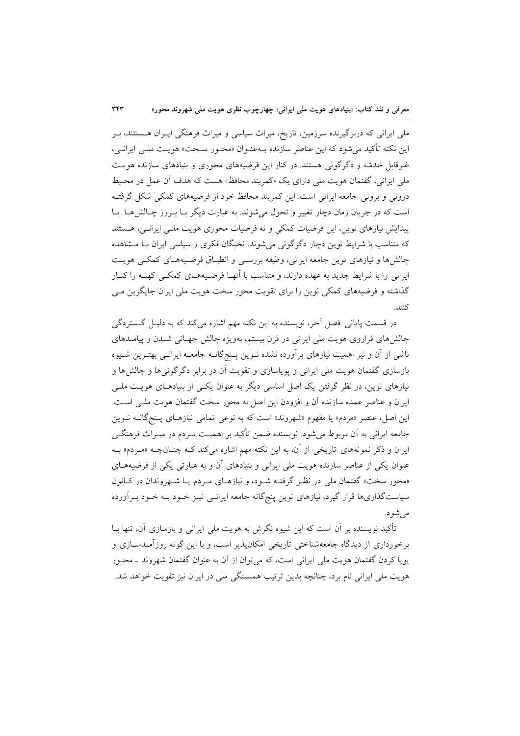ملی ایرانی که دربرگیرنده سرزمین، تاریخ، میراث سیاسی و میراث فرهنگی ایـران هـستند، بـر این نکته تأکید می‌شود که این عناصر سازنده بـه‌عنـوان «محـور سـخت» هویـت ملـی ایرانـی، غیرقابل خدشه و دگرگونی هستند. در کنار این فرضیه‌های محوری و بنیادهای سازنده هویـت ملی ایرانی، گفتمان هویت ملی دارای یک «کمربند محافظ» هست که هدف آن عمل در محـیط درونی و برونی جامعه ایرانی است. این کمربند محافظ خود از فرضیه‌های کمکی شکل گرفتـه است که در جریان زمان دچار تغییر و تحول می‌شوند. به عبارت دیگر بـا بـروز چـالش‌هـا یـا پیدایش نیازهای نوین، این فرضیات کمکی و نه فرضیات محوری هویت ملـی ایرانـی، هـستند که متناسب با شرایط نوین دچار دگرگونی می‌شوند. نخبگان فکری و سیاسی ایران بـا مـشاهده چالش‌ها و نیازهای نوین جامعه ایرانی، وظیفه بررسـی و انطبـاق فرضـیه‌هـای کمکـی هویـت ایرانی را با شرایط جدید به عهده دارند، و متناسب با آنهـا فرضـیه‌هـای کمکـی کهنـه را کنـار گذاشته و فرضیه‌های کمکی نوین را برای تقویت محور سخت هویت ملی ایران جایگزین مـی کنند.

در قسمت پایانی فصل آخر، نویسنده به این نکته مهم اشاره می‌کند که به دلیـل گـستردگی چالش‌های فراروی هویت ملی ایرانی در قرن بیستم، به‌ویژه چالش جهـانی شـدن و پیامـدهای ناشی از آن و نیز اهمیت نیازهای برآورده نشده نـوین پـنج‌گانـه جامعـه ایرانـی بهتـرین شـیوه بازسازی گفتمان هویت ملی ایرانی و پویاسازی و تقویت آن در برابر دگرگونی‌ها و چالش‌ها و نیازهای نوین، در نظر گرفتن یک اصل اساسی دیگر به عنوان یکـی از بنیادهـای هویـت ملـی ایران و عناصر عمده سازنده آن و افزودن این اصل به محور سخت گفتمان هویت ملـی اسـت. این اصل، عنصر «مردم» یا مفهوم «شهروند» است که به نوعی تمامی نیازهـای پـنج‌گانـه نـوین جامعه ایرانی به آن مربوط می‌شود. نویسنده ضمن تأکید بر اهمیـت مـردم در میـراث فرهنگـی ایران و ذکر نمونه‌های تاریخی از آن، به این نکته مهم اشاره می‌کند کـه چنـان‌چـه «مـردم» بـه عنوان یکی از عناصر سازنده هویت ملی ایرانی و بنیادهای آن و به عبارتی یکی از فرضیه‌هـای «محور سخت» گفتمان ملی در نظـر گرفتـه شـود، و نیازهـای مـردم یـا شـهروندان در کـانون سیاست‌گذاری‌ها قرار گیرد، نیازهای نوین پنج‌گانه جامعه ایرانـی نیـز خـود بـه خـود بـرآورده می‌شود.

تأکید نویسنده بر آن است که این شیوه نگرش به هویت ملی ایرانی و بازسازی آن، تنها بـا برخورداری از دیدگاه جامعه‌شناختی تاریخی امکان‌پذیر است، و با این گونه روزآمـدسـازی و پویا کردن گفتمان هویت ملی ایرانی است، که می‌توان از آن به عنوان گفتمان شهروند ـ محـور هویت ملی ایرانی نام برد، چنانچه بدین ترتیب همبستگی ملی در ایران نیز تقویت خواهد شد.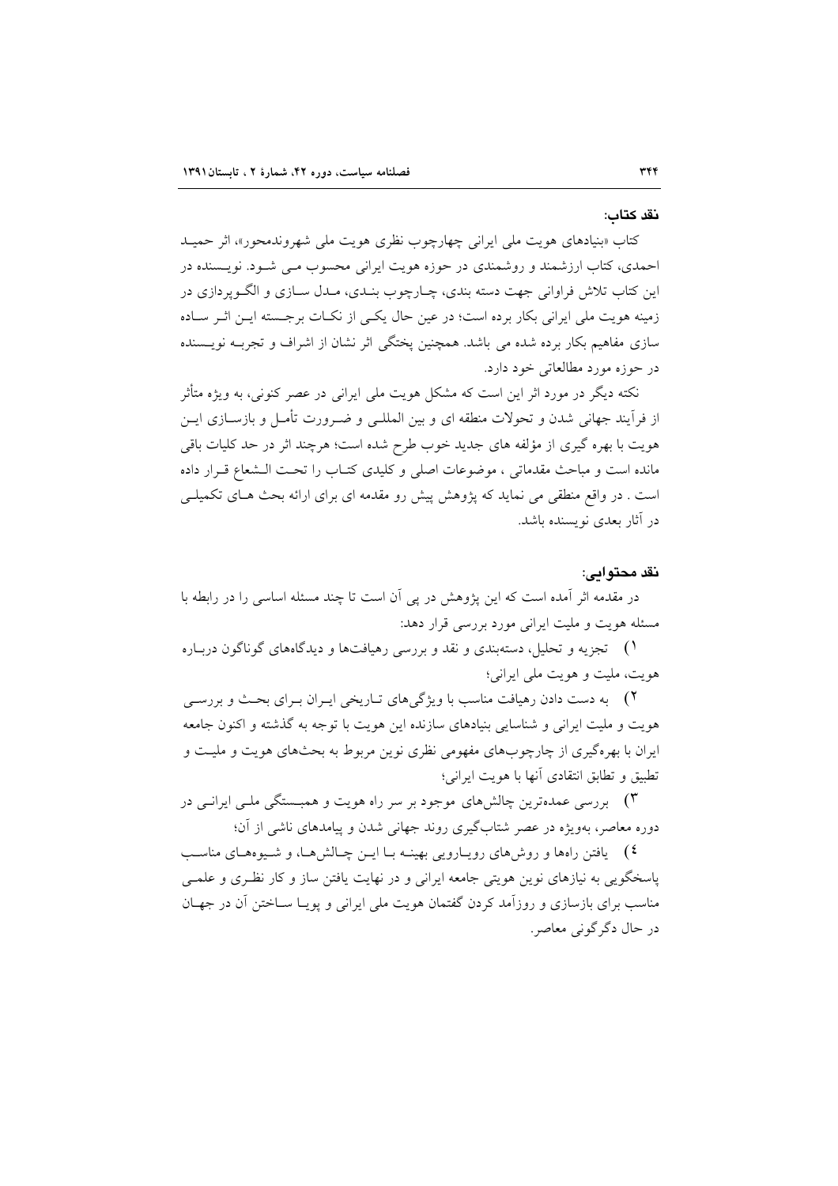### نقد کتاب:

کتاب «بنیادهای هویت ملی ایرانی چهارچوب نظری هویت ملی شهروندمحور»، اثر حمید احمدی، کتاب ارزشمند و روشمندی در حوزه هویت ایرانی محسوب می شود. نویسنده در این کتاب تلاش فراوانی جهت دسته بندی، چارچوب بندی، مدل سازی و الگوپردازی در زمینه هویت ملی ایرانی بکار برده است؛ در عین حال یکی از نکات برجسته این اثر ساده سازی مفاهیم بکار برده شده می باشد. همچنین پختگی اثر نشان از اشراف و تجربه نویسنده در حوزه مورد مطالعاتی خود دارد.

نکته دیگر در مورد اثر این است که مشکل هویت ملی ایرانی در عصر کنونی، به ویژه متأثر از فرآیند جهانی شدن و تحولات منطقه ای و بین المللی و ضرورت تأمل و بازسازی این هویت با بهره گیری از مؤلفه های جدید خوب طرح شده است؛ هرچند اثر در حد کلیات باقی مانده است و مباحث مقدماتی ، موضوعات اصلی و کلیدی کتاب را تحت الشعاع قرار داده است . در واقع منطقی می نماید که پژوهش پیش رو مقدمه ای برای ارائه بحث های تکمیلی در آثار بعدی نویسنده باشد.

### نقد محتوایی:

در مقدمه اثر آمده است که این پژوهش در پی آن است تا چند مسئله اساسی را در رابطه با مسئله هویت و ملیت ایرانی مورد بررسی قرار دهد:

۱) تجزیه و تحلیل، دسته‌بندی و نقد و بررسی رهیافت‌ها و دیدگاه‌های گوناگون درباره هویت، ملیت و هویت ملی ایرانی؛

۲) به دست دادن رهیافت مناسب با ویژگی‌های تاریخی ایران برای بحث و بررسی هویت و ملیت ایرانی و شناسایی بنیادهای سازنده این هویت با توجه به گذشته و اکنون جامعه ایران با بهره‌گیری از چارچوب‌های مفهومی نظری نوین مربوط به بحث‌های هویت و ملیت و تطبیق و تطابق انتقادی آنها با هویت ایرانی؛

۳) بررسی عمده‌ترین چالش‌های موجود بر سر راه هویت و همبستگی ملی ایرانی در دوره معاصر، به‌ویژه در عصر شتاب‌گیری روند جهانی شدن و پیامدهای ناشی از آن؛

۴) یافتن راه‌ها و روش‌های رویارویی بهینه با این چالش‌ها، و شیوه‌های مناسب پاسخگویی به نیازهای نوین هویتی جامعه ایرانی و در نهایت یافتن ساز و کار نظری و علمی مناسب برای بازسازی و روزآمد کردن گفتمان هویت ملی ایرانی و پویا ساختن آن در جهان در حال دگرگونی معاصر.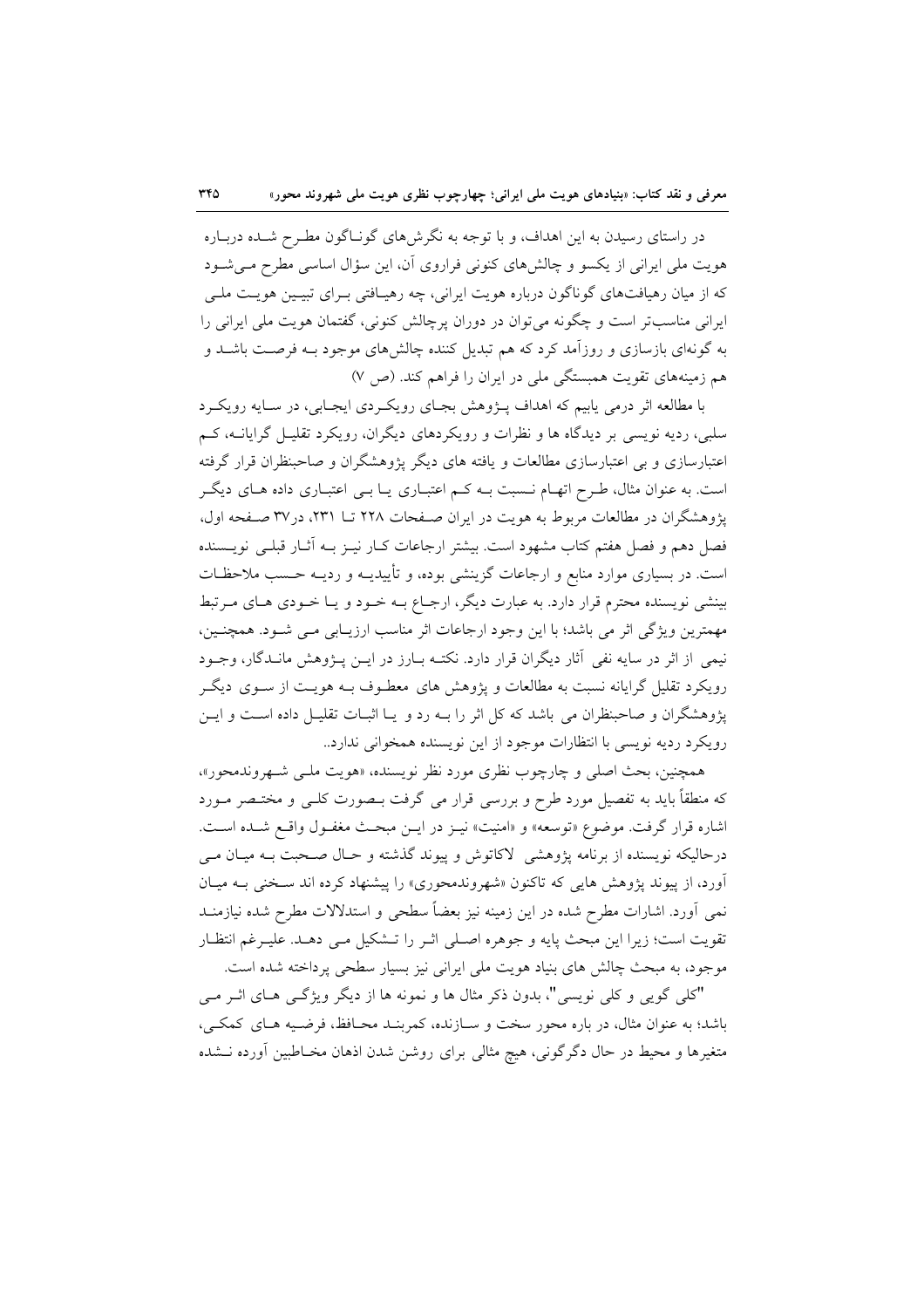در راستای رسیدن به این اهداف، و با توجه به نگرش‌های گوناگون مطرح شده درباره هویت ملی ایرانی از یکسو و چالش‌های کنونی فراروی آن، این سؤال اساسی مطرح می‌شود که از میان رهیافت‌های گوناگون درباره هویت ایرانی، چه رهیافتی برای تبیین هویت ملی ایرانی مناسب‌تر است و چگونه می‌توان در دوران پرچالش کنونی، گفتمان هویت ملی ایرانی را به گونه‌ای بازسازی و روزآمد کرد که هم تبدیل کننده چالش‌های موجود به فرصت باشد و هم زمینه‌های تقویت همبستگی ملی در ایران را فراهم کند. (ص ۷)

با مطالعه اثر درمی یابیم که اهداف پـژوهش بجـای رویکـردی ایجـابی، در سـایه رویکـرد سلبی، ردیه نویسی بر دیدگاه ها و نظرات و رویکردهای دیگران، رویکرد تقلیـل گرایانـه، کـم اعتبارسازی و بی اعتبارسازی مطالعات و یافته های دیگر پژوهشگران و صاحبنظران قرار گرفته است. به عنوان مثال، طـرح اتهـام نـسبت بـه کـم اعتبـاری یـا بـی اعتبـاری داده هـای دیگـر پژوهشگران در مطالعات مربوط به هویت در ایران صـفحات ۲۲۸ تـا ۲۳۱، در۳۷ صـفحه اول، فصل دهم و فصل هفتم کتاب مشهود است. بیشتر ارجاعات کـار نیـز بـه آثـار قبلـی نویـسنده است. در بسیاری موارد منابع و ارجاعات گزینشی بوده، و تأییدیـه و ردیـه حـسب ملاحظـات بینشی نویسنده محترم قرار دارد. به عبارت دیگر، ارجـاع بـه خـود و یـا خـودی هـای مـرتبط مهمترین ویژگی اثر می باشد؛ با این وجود ارجاعات اثر مناسب ارزیـابی مـی شـود. همچنـین، نیمی از اثر در سایه نفی آثار دیگران قرار دارد. نکتـه بـارز در ایـن پـژوهش مانـدگار، وجـود رویکرد تقلیل گرایانه نسبت به مطالعات و پژوهش های معطـوف بـه هویـت از سـوی دیگـر پژوهشگران و صاحبنظران می باشد که کل اثر را بـه رد و یـا اثبـات تقلیـل داده اسـت و ایـن رویکرد ردیه نویسی با انتظارات موجود از این نویسنده همخوانی ندارد..

همچنین، بحث اصلی و چارچوب نظری مورد نظر نویسنده، «هویت ملـی شـهروندمحور»، که منطقاً باید به تفصیل مورد طرح و بررسی قرار می گرفت بـصورت کلـی و مختـصر مـورد اشاره قرار گرفت. موضوع «توسعه» و «امنیت» نیـز در ایـن مبحـث مغفـول واقـع شـده اسـت. درحالیکه نویسنده از برنامه پژوهشی لاکاتوش و پیوند گذشته و حـال صـحبت بـه میـان مـی آورد، از پیوند پژوهش هایی که تاکنون «شهروندمحوری» را پیشنهاد کرده اند سـخنی بـه میـان نمی آورد. اشارات مطرح شده در این زمینه نیز بعضاً سطحی و استدلالات مطرح شده نیازمنـد تقویت است؛ زیرا این مبحث پایه و جوهره اصـلی اثـر را تـشکیل مـی دهـد. علیـرغم انتظـار موجود، به مبحث چالش های بنیاد هویت ملی ایرانی نیز بسیار سطحی پرداخته شده است.

"کلی گویی و کلی نویسی"، بدون ذکر مثال ها و نمونه ها از دیگر ویژگـی هـای اثـر مـی باشد؛ به عنوان مثال، در باره محور سخت و سـازنده، کمربنـد محـافظ، فرضـیه هـای کمکـی، متغیرها و محیط در حال دگرگونی، هیچ مثالی برای روشن شدن اذهان مخـاطبین آورده نـشده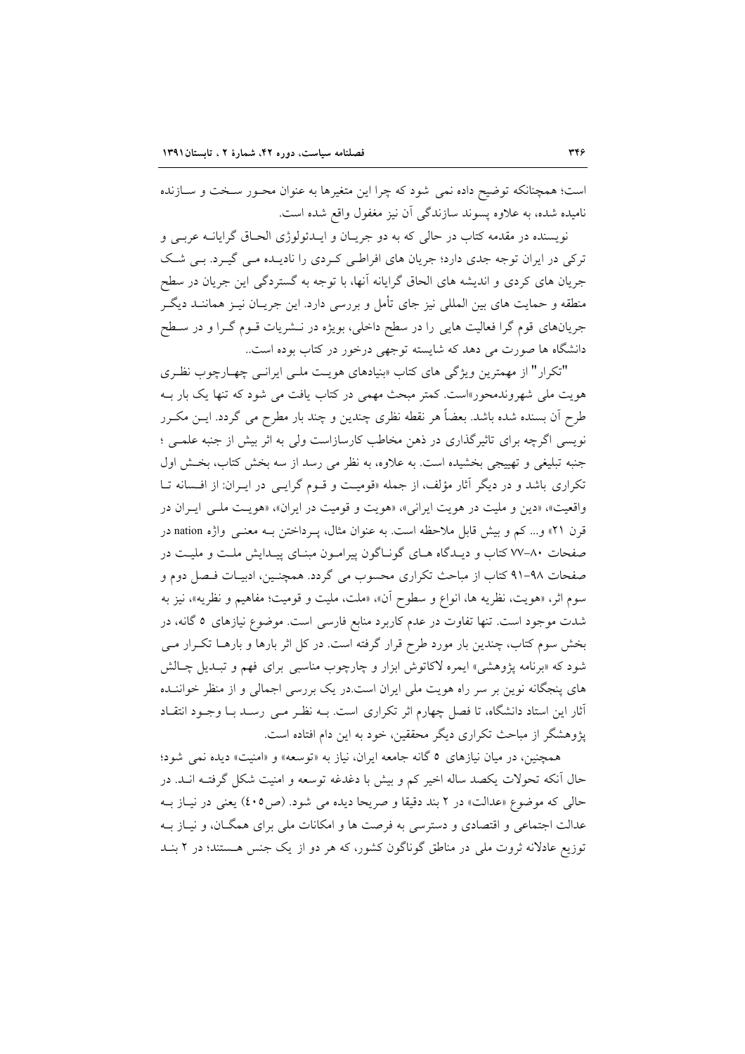است؛ همچنانکه توضیح داده نمی شود که چرا این متغیرها به عنوان محـور سـخت و سـازنده نامیده شده، به علاوه پسوند سازندگی آن نیز مغفول واقع شده است.

نویسنده در مقدمه کتاب در حالی که به دو جریـان و ایـدئولوژی الحـاق گرایانـه عربـی و ترکی در ایران توجه جدی دارد؛ جریان های افراطـی کـردی را نادیـده مـی گیـرد. بـی شـک جریان های کردی و اندیشه های الحاق گرایانه آنها، با توجه به گستردگی این جریان در سطح منطقه و حمایت های بین المللی نیز جای تأمل و بررسی دارد. این جریـان نیـز هماننـد دیگـر جریان‌های قوم گرا فعالیت هایی را در سطح داخلی، بویژه در نـشریات قـوم گـرا و در سـطح دانشگاه ها صورت می دهد که شایسته توجهی درخور در کتاب بوده است..

"تکرار" از مهمترین ویژگی های کتاب «بنیادهای هویـت ملـی ایرانـی چهـارچوب نظـری هویت ملی شهروندمحور»است. کمتر مبحث مهمی در کتاب یافت می شود که تنها یک بار بـه طرح آن بسنده شده باشد. بعضاً هر نقطه نظری چندین و چند بار مطرح می گردد. ایـن مکـرر نویسی اگرچه برای تاثیرگذاری در ذهن مخاطب کارسازاست ولی به اثر بیش از جنبه علمـی ؛ جنبه تبلیغی و تهییجی بخشیده است. به علاوه، به نظر می رسد از سه بخش کتاب، بخـش اول تکراری باشد و در دیگر آثار مؤلف، از جمله «قومیـت و قـوم گرایـی در ایـران: از افـسانه تـا واقعیت»، «دین و ملیت در هویت ایرانی»، «هویت و قومیت در ایران»، «هویـت ملـی ایـران در قرن ۲۱» و... کم و بیش قابل ملاحظه است. به عنوان مثال، پـرداختن بـه معنـی واژه nation در صفحات ۸۰-۷۷ کتاب و دیـدگاه هـای گونـاگون پیرامـون مبنـای پیـدایش ملـت و ملیـت در صفحات ۹۸-۹۱ کتاب از مباحث تکراری محسوب می گردد. همچنـین، ادبیـات فـصل دوم و سوم اثر، «هویت، نظریه ها، انواع و سطوح آن»، «ملت، ملیت و قومیت؛ مفاهیم و نظریه»، نیز به شدت موجود است. تنها تفاوت در عدم کاربرد منابع فارسی است. موضوع نیازهای ۵ گانه، در بخش سوم کتاب، چندین بار مورد طرح قرار گرفته است. در کل اثر بارها و بارهـا تکـرار مـی شود که «برنامه پژوهشی» ایمره لاکاتوش ابزار و چارچوب مناسبی برای فهم و تبـدیل چـالش های پنجگانه نوین بر سر راه هویت ملی ایران است.در یک بررسی اجمالی و از منظر خواننـده آثار این استاد دانشگاه، تا فصل چهارم اثر تکراری است. بـه نظـر مـی رسـد بـا وجـود انتقـاد پژوهشگر از مباحث تکراری دیگر محققین، خود به این دام افتاده است.

همچنین، در میان نیازهای ۵ گانه جامعه ایران، نیاز به «توسعه» و «امنیت» دیده نمی شود؛ حال آنکه تحولات یکصد ساله اخیر کم و بیش با دغدغه توسعه و امنیت شکل گرفتـه انـد. در حالی که موضوع «عدالت» در ۲ بند دقیقا و صریحا دیده می شود. (ص۴۰۵) یعنی در نیـاز بـه عدالت اجتماعی و اقتصادی و دسترسی به فرصت ها و امکانات ملی برای همگـان، و نیـاز بـه توزیع عادلانه ثروت ملی در مناطق گوناگون کشور، که هر دو از یک جنس هـستند؛ در ۲ بنـد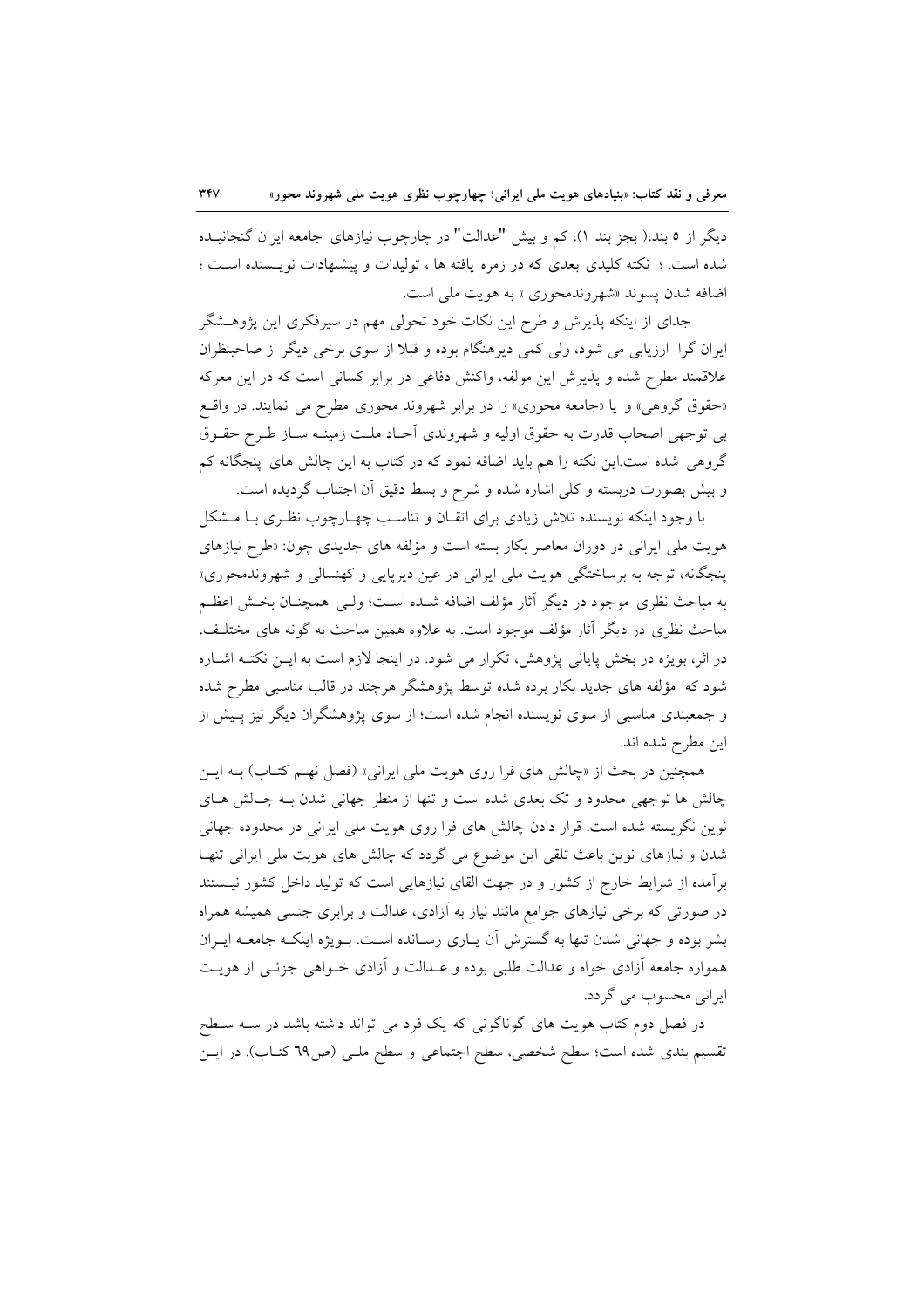دیگر از ۵ بند،( بجز بند ۱)، کم و بیش "عدالت" در چارچوب نیازهای جامعه ایران گنجانیده شده است. ؛ نکته کلیدی بعدی که در زمره یافته ها ، تولیدات و پیشنهادات نویسنده است ؛ اضافه شدن پسوند «شهروندمحوری » به هویت ملی است.

جدای از اینکه پذیرش و طرح این نکات خود تحولی مهم در سیرفکری این پژوهشگر ایران گرا ارزیابی می شود، ولی کمی دیرهنگام بوده و قبلا از سوی برخی دیگر از صاحبنظران علاقمند مطرح شده و پذیرش این مولفه، واکنش دفاعی در برابر کسانی است که در این معرکه «حقوق گروهی» و یا «جامعه محوری» را در برابر شهروند محوری مطرح می نمایند. در واقع بی توجهی اصحاب قدرت به حقوق اولیه و شهروندی آحاد ملت زمینه ساز طرح حقوق گروهی شده است.این نکته را هم باید اضافه نمود که در کتاب به این چالش های پنجگانه کم و بیش بصورت دربسته و کلی اشاره شده و شرح و بسط دقیق آن اجتناب گردیده است.

با وجود اینکه نویسنده تلاش زیادی برای اتقان و تناسب چهارچوب نظری با مشکل هویت ملی ایرانی در دوران معاصر بکار بسته است و مؤلفه های جدیدی چون: «طرح نیازهای پنجگانه، توجه به برساختگی هویت ملی ایرانی در عین دیرپایی و کهنسالی و شهروندمحوری» به مباحث نظری موجود در دیگر آثار مؤلف اضافه شده است؛ ولی همچنان بخش اعظم مباحث نظری در دیگر آثار مؤلف موجود است. به علاوه همین مباحث به گونه های مختلف، در اثر، بویژه در بخش پایانی پژوهش، تکرار می شود. در اینجا لازم است به این نکته اشاره شود که مؤلفه های جدید بکار برده شده توسط پژوهشگر هرچند در قالب مناسبی مطرح شده و جمعبندی مناسبی از سوی نویسنده انجام شده است؛ از سوی پژوهشگران دیگر نیز پیش از این مطرح شده اند.

همچنین در بحث از «چالش های فرا روی هویت ملی ایرانی» (فصل نهم کتاب) به این چالش ها توجهی محدود و تک بعدی شده است و تنها از منظر جهانی شدن به چالش های نوین نگریسته شده است. قرار دادن چالش های فرا روی هویت ملی ایرانی در محدوده جهانی شدن و نیازهای نوین باعث تلقی این موضوع می گردد که چالش های هویت ملی ایرانی تنها برآمده از شرایط خارج از کشور و در جهت القای نیازهایی است که تولید داخل کشور نیستند در صورتی که برخی نیازهای جوامع مانند نیاز به آزادی، عدالت و برابری جنسی همیشه همراه بشر بوده و جهانی شدن تنها به گسترش آن یاری رسانده است. بویژه اینکه جامعه ایران همواره جامعه آزادی خواه و عدالت طلبی بوده و عدالت و آزادی خواهی جزئی از هویت ایرانی محسوب می گردد.

در فصل دوم کتاب هویت های گوناگونی که یک فرد می تواند داشته باشد در سه سطح تقسیم بندی شده است؛ سطح شخصی، سطح اجتماعی و سطح ملی (ص٦٩ کتاب). در این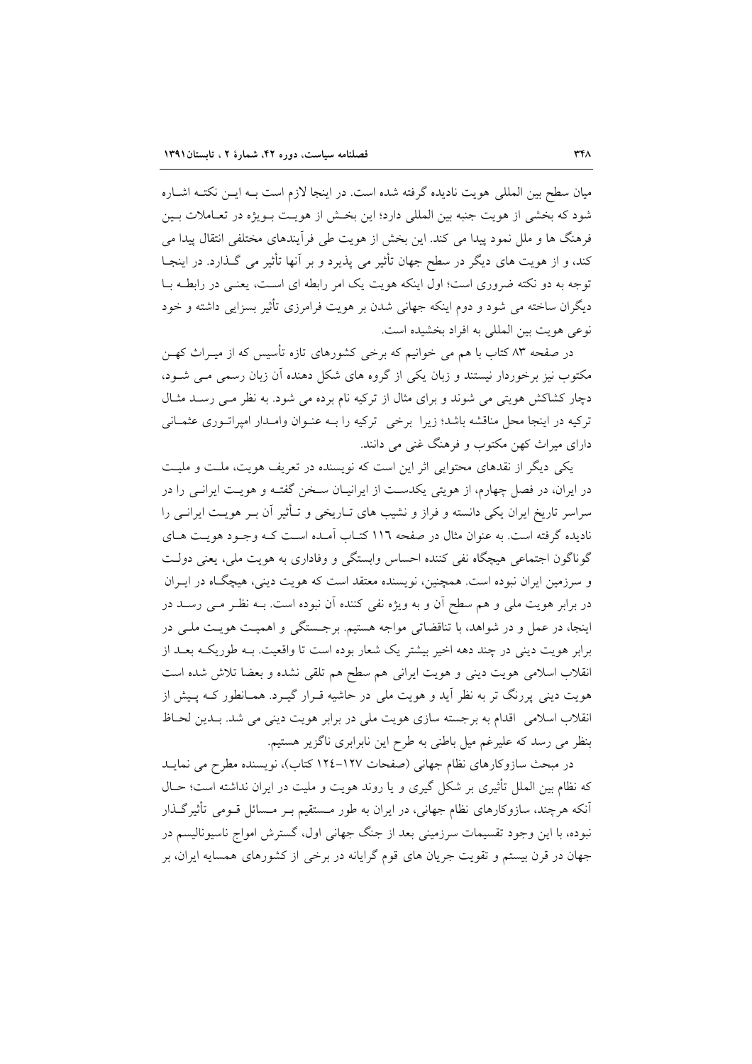میان سطح بین المللی هویت نادیده گرفته شده است. در اینجا لازم است بـه ایـن نکتـه اشـاره شود که بخشی از هویت جنبه بین المللی دارد؛ این بخـش از هویـت بـویژه در تعـاملات بـین فرهنگ ها و ملل نمود پیدا می کند. این بخش از هویت طی فرآیندهای مختلفی انتقال پیدا می کند، و از هویت های دیگر در سطح جهان تأثیر می پذیرد و بر آنها تأثیر می گـذارد. در اینجـا توجه به دو نکته ضروری است؛ اول اینکه هویت یک امر رابطه ای اسـت، یعنـی در رابطـه بـا دیگران ساخته می شود و دوم اینکه جهانی شدن بر هویت فرامرزی تأثیر بسزایی داشته و خود نوعی هویت بین المللی به افراد بخشیده است.

در صفحه ۸۳ کتاب با هم می خوانیم که برخی کشورهای تازه تأسیس که از میـراث کهـن مکتوب نیز برخوردار نیستند و زبان یکی از گروه های شکل دهنده آن زبان رسمی مـی شـود، دچار کشاکش هویتی می شوند و برای مثال از ترکیه نام برده می شود. به نظر مـی رسـد مثـال ترکیه در اینجا محل مناقشه باشد؛ زیرا برخی ترکیه را بـه عنـوان وامـدار امپراتـوری عثمـانی دارای میراث کهن مکتوب و فرهنگ غنی می دانند.

یکی دیگر از نقدهای محتوایی اثر این است که نویسنده در تعریف هویت، ملـت و ملیـت در ایران، در فصل چهارم، از هویتی یکدسـت از ایرانیـان سـخن گفتـه و هویـت ایرانـی را در سراسر تاریخ ایران یکی دانسته و فراز و نشیب های تـاریخی و تـأثیر آن بـر هویـت ایرانـی را نادیده گرفته است. به عنوان مثال در صفحه ۱۱۶ کتـاب آمـده اسـت کـه وجـود هویـت هـای گوناگون اجتماعی هیچگاه نفی کننده احساس وابستگی و وفاداری به هویت ملی، یعنی دولـت و سرزمین ایران نبوده است. همچنین، نویسنده معتقد است که هویت دینی، هیچگـاه در ایـران در برابر هویت ملی و هم سطح آن و به ویژه نفی کننده آن نبوده است. بـه نظـر مـی رسـد در اینجا، در عمل و در شواهد، با تناقضاتی مواجه هستیم. برجسـتگی و اهمیـت هویـت ملـی در برابر هویت دینی در چند دهه اخیر بیشتر یک شعار بوده است تا واقعیت. بـه طوریکـه بعـد از انقلاب اسلامی هویت دینی و هویت ایرانی هم سطح هم تلقی نشده و بعضا تلاش شده است هویت دینی پررنگ تر به نظر آید و هویت ملی در حاشیه قـرار گیـرد. همـانطور کـه پـیش از انقلاب اسلامی اقدام به برجسته سازی هویت ملی در برابر هویت دینی می شد. بـدین لحـاظ بنظر می رسد که علیرغم میل باطنی به طرح این نابرابری ناگزیر هستیم.

در مبحث سازوکارهای نظام جهانی (صفحات ۱۲۷-۱۲٤ کتاب)، نویسنده مطرح می نمایـد که نظام بین الملل تأثیری بر شکل گیری و یا روند هویت و ملیت در ایران نداشته است؛ حـال آنکه هرچند، سازوکارهای نظام جهانی، در ایران به طور مـستقیم بـر مـسائل قـومی تأثیرگـذار نبوده، با این وجود تقسیمات سرزمینی بعد از جنگ جهانی اول، گسترش امواج ناسیونالیسم در جهان در قرن بیستم و تقویت جریان های قوم گرایانه در برخی از کشورهای همسایه ایران، بر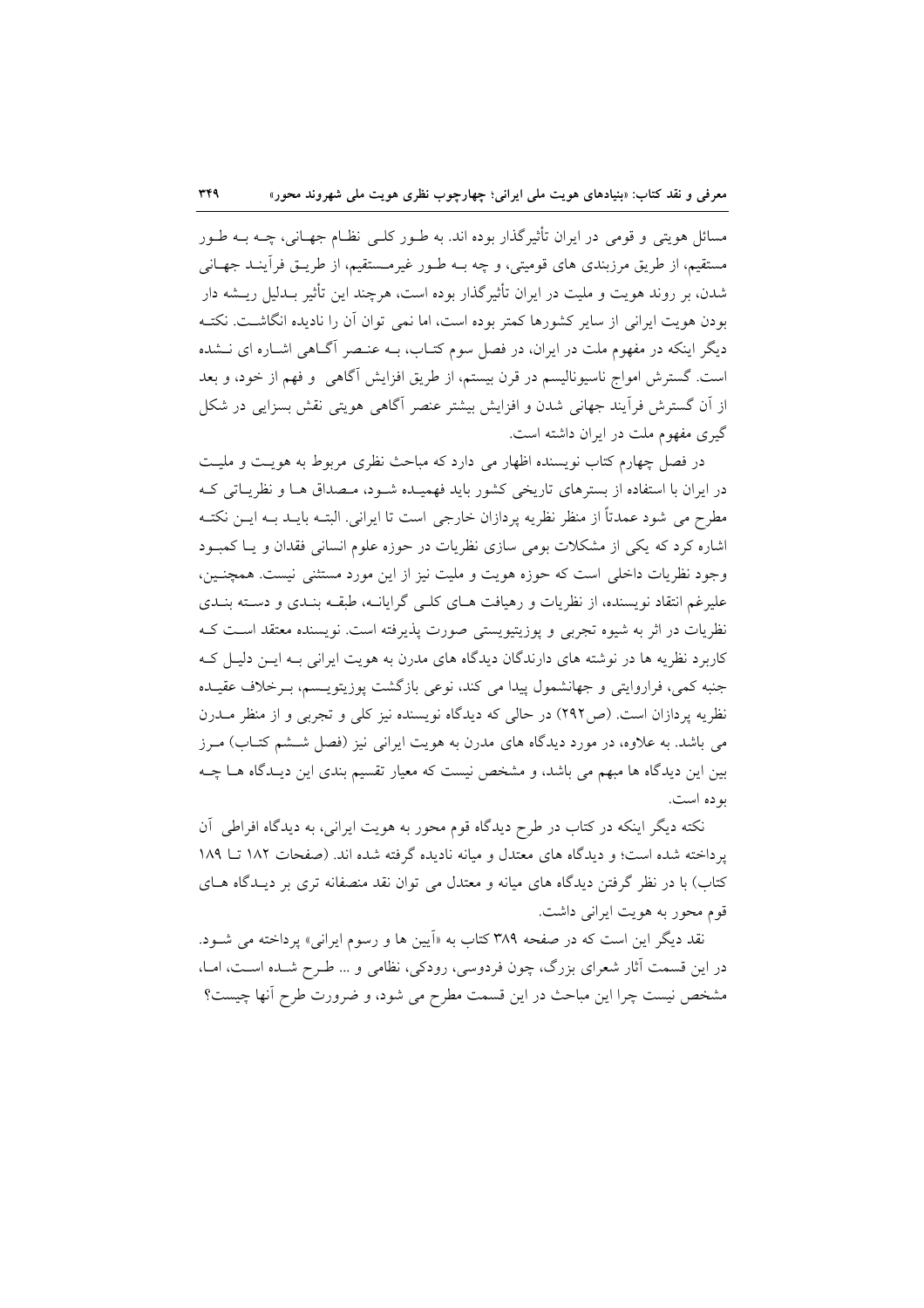مسائل هویتی و قومی در ایران تأثیرگذار بوده اند. به طـور کلـی نظـام جهـانی، چـه بـه طـور مستقیم، از طریق مرزبندی های قومیتی، و چه بـه طـور غیرمـستقیم، از طریـق فرآینـد جهـانی شدن، بر روند هویت و ملیت در ایران تأثیرگذار بوده است، هرچند این تأثیر بـدلیل ریـشه دار بودن هویت ایرانی از سایر کشورها کمتر بوده است، اما نمی توان آن را نادیده انگاشـت. نکتـه دیگر اینکه در مفهوم ملت در ایران، در فصل سوم کتـاب، بـه عنـصر آگـاهی اشـاره ای نـشده است. گسترش امواج ناسیونالیسم در قرن بیستم، از طریق افزایش آگاهی و فهم از خود، و بعد از آن گسترش فرآیند جهانی شدن و افزایش بیشتر عنصر آگاهی هویتی نقش بسزایی در شکل گیری مفهوم ملت در ایران داشته است.

در فصل چهارم کتاب نویسنده اظهار می دارد که مباحث نظری مربوط به هویـت و ملیـت در ایران با استفاده از بسترهای تاریخی کشور باید فهمیـده شـود، مـصداق هـا و نظریـاتی کـه مطرح می شود عمدتاً از منظر نظریه پردازان خارجی است تا ایرانی. البتـه بایـد بـه ایـن نکتـه اشاره کرد که یکی از مشکلات بومی سازی نظریات در حوزه علوم انسانی فقدان و یـا کمبـود وجود نظریات داخلی است که حوزه هویت و ملیت نیز از این مورد مستثنی نیست. همچنـین، علیرغم انتقاد نویسنده، از نظریات و رهیافت هـای کلـی گرایانـه، طبقـه بنـدی و دسـته بنـدی نظریات در اثر به شیوه تجربی و پوزیتیویستی صورت پذیرفته است. نویسنده معتقد اسـت کـه کاربرد نظریه ها در نوشته های دارندگان دیدگاه های مدرن به هویت ایرانی بـه ایـن دلیـل کـه جنبه کمی، فراروایتی و جهانشمول پیدا می کند، نوعی بازگشت پوزیتویـسم، بـرخلاف عقیـده نظریه پردازان است. (ص۲۹۲) در حالی که دیدگاه نویسنده نیز کلی و تجربی و از منظر مـدرن می باشد. به علاوه، در مورد دیدگاه های مدرن به هویت ایرانی نیز (فصل شـشم کتـاب) مـرز بین این دیدگاه ها مبهم می باشد، و مشخص نیست که معیار تقسیم بندی این دیـدگاه هـا چـه بوده است.

نکته دیگر اینکه در کتاب در طرح دیدگاه قوم محور به هویت ایرانی، به دیدگاه افراطی آن پرداخته شده است؛ و دیدگاه های معتدل و میانه نادیده گرفته شده اند. (صفحات ۱۸۲ تـا ۱۸۹ کتاب) با در نظر گرفتن دیدگاه های میانه و معتدل می توان نقد منصفانه تری بر دیـدگاه هـای قوم محور به هویت ایرانی داشت.

نقد دیگر این است که در صفحه ۳۸۹ کتاب به «آیین ها و رسوم ایرانی» پرداخته می شـود. در این قسمت آثار شعرای بزرگ، چون فردوسی، رودکی، نظامی و ... طـرح شـده اسـت، امـا، مشخص نیست چرا این مباحث در این قسمت مطرح می شود، و ضرورت طرح آنها چیست؟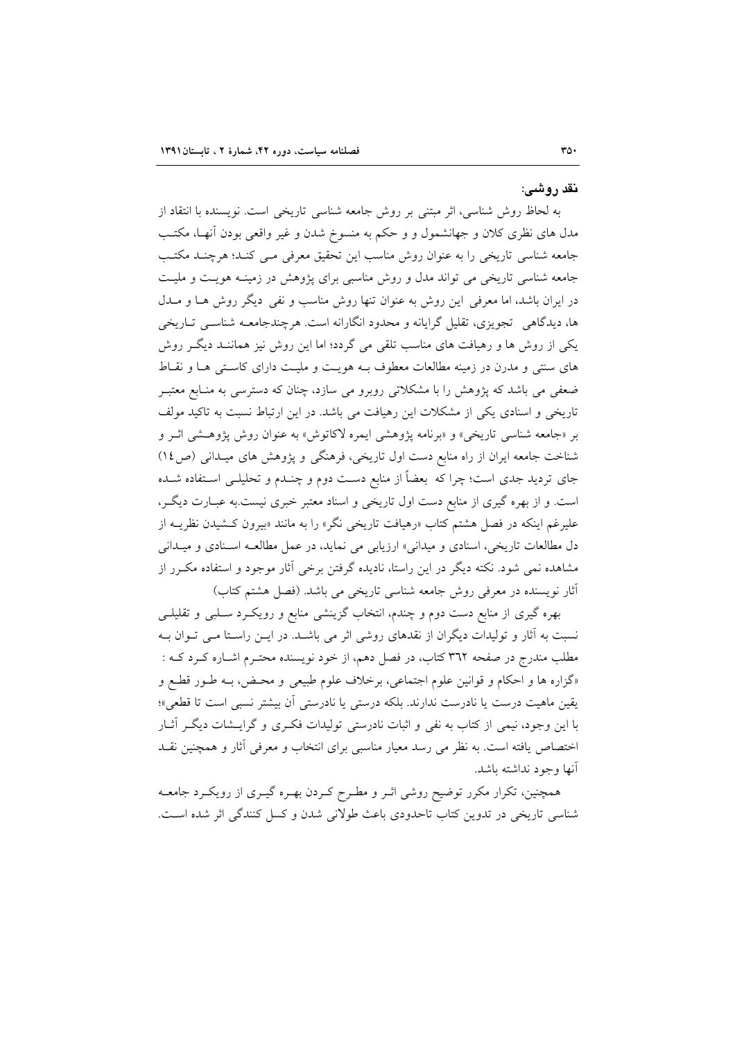### نقد روشی:

به لحاظ روش شناسی، اثر مبتنی بر روش جامعه شناسی تاریخی است. نویسنده با انتقاد از مدل های نظری کلان و جهانشمول و و حکم به منسوخ شدن و غیر واقعی بودن آنهـا، مکتـب جامعه شناسی تاریخی را به عنوان روش مناسب این تحقیق معرفی مـی کنـد؛ هرچنـد مکتـب جامعه شناسی تاریخی می تواند مدل و روش مناسبی برای پژوهش در زمینـه هویـت و ملیـت در ایران باشد، اما معرفی این روش به عنوان تنها روش مناسب و نفی دیگر روش هـا و مـدل ها، دیدگاهی تجویزی، تقلیل گرایانه و محدود انگارانه است. هرچندجامعـه شناسـی تـاریخی یکی از روش ها و رهیافت های مناسب تلقی می گردد؛ اما این روش نیز هماننـد دیگـر روش های سنتی و مدرن در زمینه مطالعات معطوف بـه هویـت و ملیـت دارای کاسـتی هـا و نقـاط ضعفی می باشد که پژوهش را با مشکلاتی روبرو می سازد، چنان که دسترسی به منـابع معتبـر تاریخی و اسنادی یکی از مشکلات این رهیافت می باشد. در این ارتباط نسبت به تاکید مولف بر «جامعه شناسی تاریخی» و «برنامه پژوهشی ایمره لاکاتوش» به عنوان روش پژوهـشی اثـر و شناخت جامعه ایران از راه منابع دست اول تاریخی، فرهنگی و پژوهش های میـدانی (ص١٤) جای تردید جدی است؛ چرا که بعضاً از منابع دسـت دوم و چنـدم و تحلیلـی اسـتفاده شـده است. و از بهره گیری از منابع دست اول تاریخی و اسناد معتبر خبری نیست.به عبـارت دیگـر، علیرغم اینکه در فصل هشتم کتاب «رهیافت تاریخی نگر» را به مانند «بیرون کـشیدن نظریـه از دل مطالعات تاریخی، اسنادی و میدانی» ارزیابی می نماید، در عمل مطالعـه اسـنادی و میـدانی مشاهده نمی شود. نکته دیگر در این راستا، نادیده گرفتن برخی آثار موجود و استفاده مکـرر از آثار نویسنده در معرفی روش جامعه شناسی تاریخی می باشد. (فصل هشتم کتاب)

بهره گیری از منابع دست دوم و چندم، انتخاب گزینشی منابع و رویکـرد سـلبی و تقلیلـی نسبت به آثار و تولیدات دیگران از نقدهای روشی اثر می باشـد. در ایـن راسـتا مـی تـوان بـه مطلب مندرج در صفحه ٣٦٢ کتاب، در فصل دهم، از خود نویسنده محتـرم اشـاره کـرد کـه : «گزاره ها و احکام و قوانین علوم اجتماعی، برخلاف علوم طبیعی و محـض، بـه طـور قطـع و یقین ماهیت درست یا نادرست ندارند. بلکه درستی یا نادرستی آن بیشتر نسبی است تا قطعی»؛ با این وجود، نیمی از کتاب به نفی و اثبات نادرستی تولیدات فکـری و گرایـشات دیگـر آثـار اختصاص یافته است. به نظر می رسد معیار مناسبی برای انتخاب و معرفی آثار و همچنین نقـد آنها وجود نداشته باشد.

همچنین، تکرار مکرر توضیح روشی اثـر و مطـرح کـردن بهـره گیـری از رویکـرد جامعـه شناسی تاریخی در تدوین کتاب تاحدودی باعث طولانی شدن و کسل کنندگی اثر شده اسـت.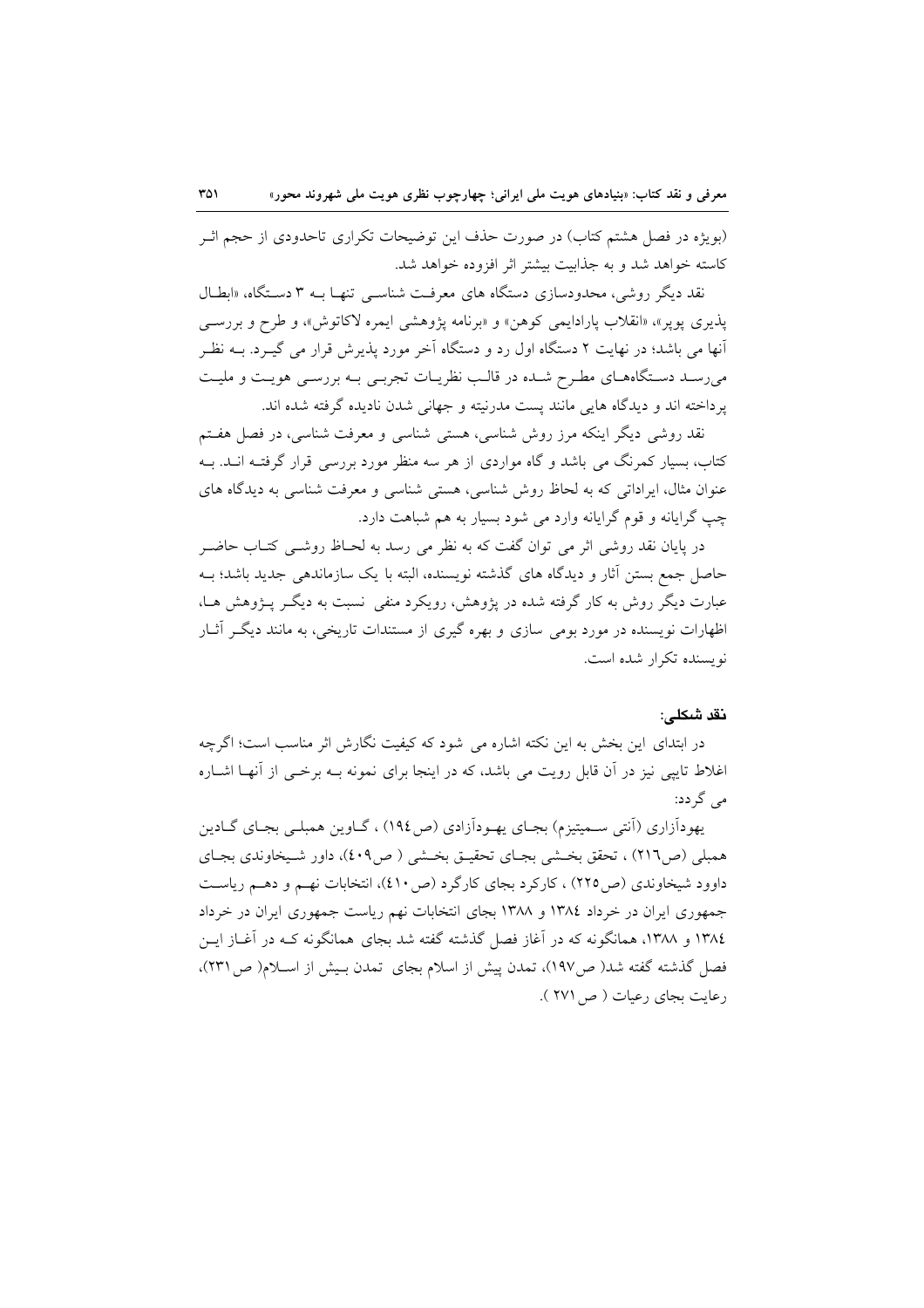(بویژه در فصل هشتم کتاب) در صورت حذف این توضیحات تکراری تاحدودی از حجم اثر کاسته خواهد شد و به جذابیت بیشتر اثر افزوده خواهد شد.

نقد دیگر روشی، محدودسازی دستگاه های معرفت شناسی تنها به ۳ دستگاه، «ابطال پذیری پوپر»، «انقلاب پارادایمی کوهن» و «برنامه پژوهشی ایمره لاکاتوش»، و طرح و بررسی آنها می باشد؛ در نهایت ۲ دستگاه اول رد و دستگاه آخر مورد پذیرش قرار می گیرد. به نظر می‌رسد دستگاه‌های مطرح شده در قالب نظریات تجربی به بررسی هویت و ملیت پرداخته اند و دیدگاه هایی مانند پست مدرنیته و جهانی شدن نادیده گرفته شده اند.

نقد روشی دیگر اینکه مرز روش شناسی، هستی شناسی و معرفت شناسی، در فصل هفتم کتاب، بسیار کمرنگ می باشد و گاه مواردی از هر سه منظر مورد بررسی قرار گرفته اند. به عنوان مثال، ایراداتی که به لحاظ روش شناسی، هستی شناسی و معرفت شناسی به دیدگاه های چپ گرایانه و قوم گرایانه وارد می شود بسیار به هم شباهت دارد.

در پایان نقد روشی اثر می توان گفت که به نظر می رسد به لحاظ روشی کتاب حاضر حاصل جمع بستن آثار و دیدگاه های گذشته نویسنده، البته با یک سازماندهی جدید باشد؛ به عبارت دیگر روش به کار گرفته شده در پژوهش، رویکرد منفی نسبت به دیگر پژوهش ها، اظهارات نویسنده در مورد بومی سازی و بهره گیری از مستندات تاریخی، به مانند دیگر آثار نویسنده تکرار شده است.

**نقد شکلی:**

در ابتدای این بخش به این نکته اشاره می شود که کیفیت نگارش اثر مناسب است؛ اگرچه اغلاط تایپی نیز در آن قابل رویت می باشد، که در اینجا برای نمونه به برخی از آنها اشاره می گردد:

یهودآزاری (آنتی سمیتیزم) بجای یهودآزادی (ص۱۹٤) ، گاوین همبلی بجای گادین همبلی (ص۲۱٦) ، تحقق بخشی بجای تحقیق بخشی ( ص٤۰۹)، داور شیخاوندی بجای داوود شیخاوندی (ص۲۲٥) ، کارکرد بجای کارگرد (ص٤۱۰)، انتخابات نهم و دهم ریاست جمهوری ایران در خرداد ۱۳۸٤ و ۱۳۸۸ بجای انتخابات نهم ریاست جمهوری ایران در خرداد ۱۳۸٤ و ۱۳۸۸، همانگونه که در آغاز فصل گذشته گفته شد بجای همانگونه که در آغاز این فصل گذشته گفته شد( ص۱۹۷)، تمدن پیش از اسلام بجای تمدن بیش از اسلام( ص۲۳۱)، رعایت بجای رعیات ( ص۲۷۱ ).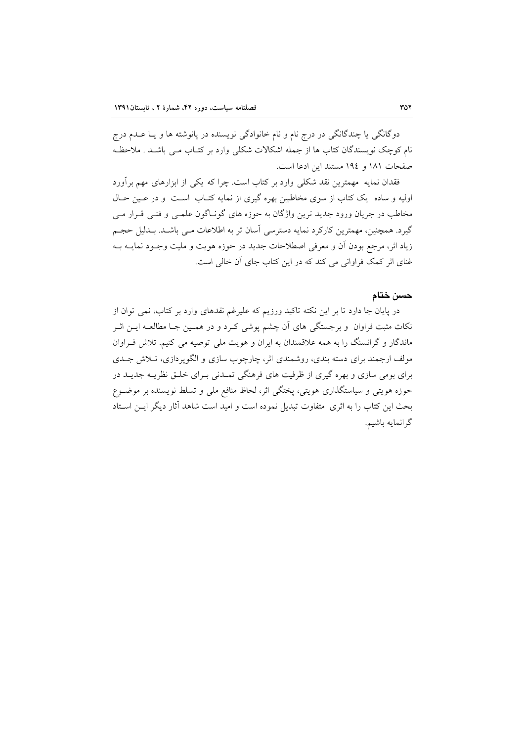دوگانگی یا چندگانگی در درج نام و نام خانوادگی نویسنده در پانوشته ها و یـا عـدم درج نام کوچک نویسندگان کتاب ها از جمله اشکالات شکلی وارد بر کتـاب مـی باشـد . ملاحظـه صفحات ۱۸۱ و ۱۹٤ مستند این ادعا است.

فقدان نمایه مهمترین نقد شکلی وارد بر کتاب است. چرا که یکی از ابزارهای مهم برآورد اولیه و ساده یک کتاب از سوی مخاطبین بهره گیری از نمایه کتـاب اسـت و در عـین حـال مخاطب در جریان ورود جدید ترین واژگان به حوزه های گونـاگون علمـی و فنـی قـرار مـی گیرد. همچنین، مهمترین کارکرد نمایه دسترسی آسان تر به اطلاعات مـی باشـد. بـدلیل حجـم زیاد اثر، مرجع بودن آن و معرفی اصطلاحات جدید در حوزه هویت و ملیت وجـود نمایـه بـه غنای اثر کمک فراوانی می کند که در این کتاب جای آن خالی است.

## حسن ختام

در پایان جا دارد تا بر این نکته تاکید ورزیم که علیرغم نقدهای وارد بر کتاب، نمی توان از نکات مثبت فراوان و برجستگی های آن چشم پوشی کـرد و در همـین جـا مطالعـه ایـن اثـر ماندگار و گرانسنگ را به همه علاقمندان به ایران و هویت ملی توصیه می کنیم. تلاش فـراوان مولف ارجمند برای دسته بندی، روشمندی اثر، چارچوب سازی و الگوپردازی، تـلاش جـدی برای بومی سازی و بهره گیری از ظرفیت های فرهنگی تمـدنی بـرای خلـق نظریـه جدیـد در حوزه هویتی و سیاستگذاری هویتی، پختگی اثر، لحاظ منافع ملی و تسلط نویسنده بر موضـوع بحث این کتاب را به اثری متفاوت تبدیل نموده است و امید است شاهد آثار دیگر ایـن اسـتاد گرانمایه باشیم.